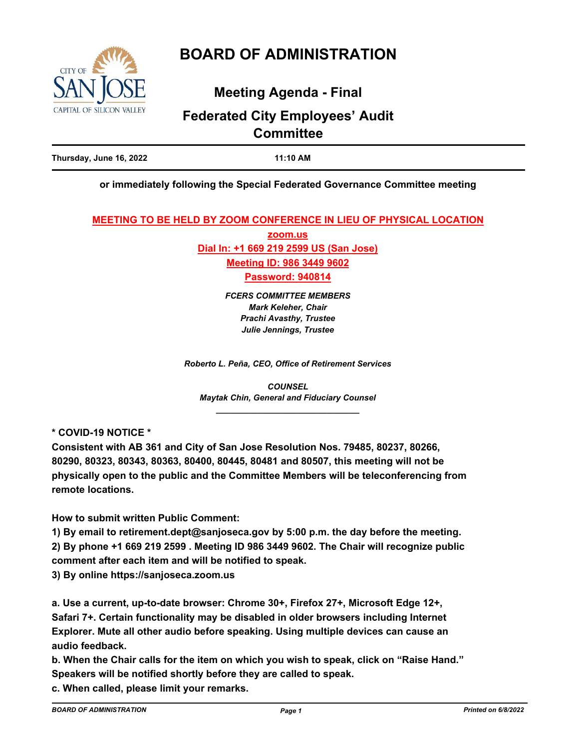# BOARD OF ADMINISTRATION

## Meeting Agenda - Final

## Federated City Employees' Audit Committee

**Thursday, June 16, 2022** **11:10 AM**

**or immediately following the Special Federated Governance Committee meeting**

**MEETING TO BE HELD BY ZOOM CONFERENCE IN LIEU OF PHYSICAL LOCATION**

**zoom.us**

**Dial In: +1 669 219 2599 US (San Jose)**

**Meeting ID: 986 3449 9602**

**Password: 940814**

***FCERS COMMITTEE MEMBERS***

***Mark Keleher, Chair***

***Prachi Avasthy, Trustee***

***Julie Jennings, Trustee***

*Roberto L. Peña, CEO, Office of Retirement Services*

*COUNSEL*

*Maytak Chin, General and Fiduciary Counsel*

---

**\* COVID-19 NOTICE \***

**Consistent with AB 361 and City of San Jose Resolution Nos. 79485, 80237, 80266, 80290, 80323, 80343, 80363, 80400, 80445, 80481 and 80507, this meeting will not be physically open to the public and the Committee Members will be teleconferencing from remote locations.**

**How to submit written Public Comment:**

**1) By email to retirement.dept@sanjoseca.gov by 5:00 p.m. the day before the meeting.**

**2) By phone +1 669 219 2599 . Meeting ID 986 3449 9602. The Chair will recognize public comment after each item and will be notified to speak.**

**3) By online https://sanjoseca.zoom.us**

**a. Use a current, up-to-date browser: Chrome 30+, Firefox 27+, Microsoft Edge 12+, Safari 7+. Certain functionality may be disabled in older browsers including Internet Explorer. Mute all other audio before speaking. Using multiple devices can cause an audio feedback.**

**b. When the Chair calls for the item on which you wish to speak, click on "Raise Hand." Speakers will be notified shortly before they are called to speak.**

**c. When called, please limit your remarks.**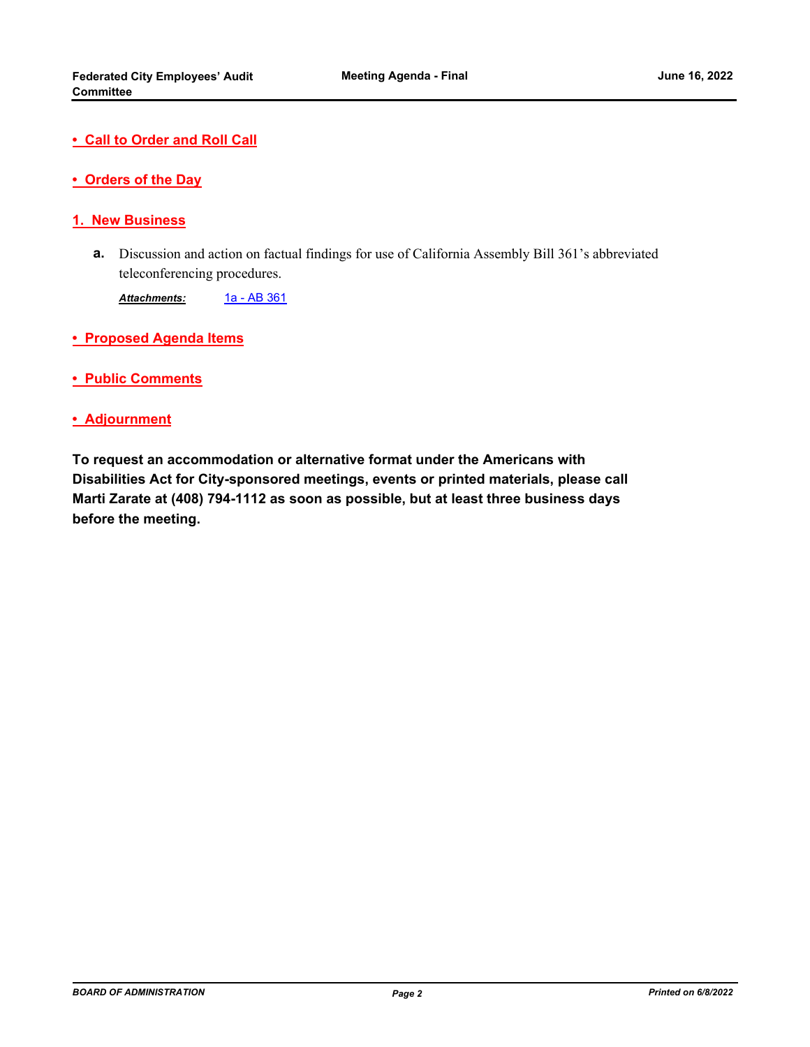## • Call to Order and Roll Call

## • Orders of the Day

## 1. New Business

**a.** Discussion and action on factual findings for use of California Assembly Bill 361's abbreviated teleconferencing procedures.

***Attachments:*** 1a - AB 361

## • Proposed Agenda Items

## • Public Comments

## • Adjournment

**To request an accommodation or alternative format under the Americans with Disabilities Act for City-sponsored meetings, events or printed materials, please call Marti Zarate at (408) 794-1112 as soon as possible, but at least three business days before the meeting.**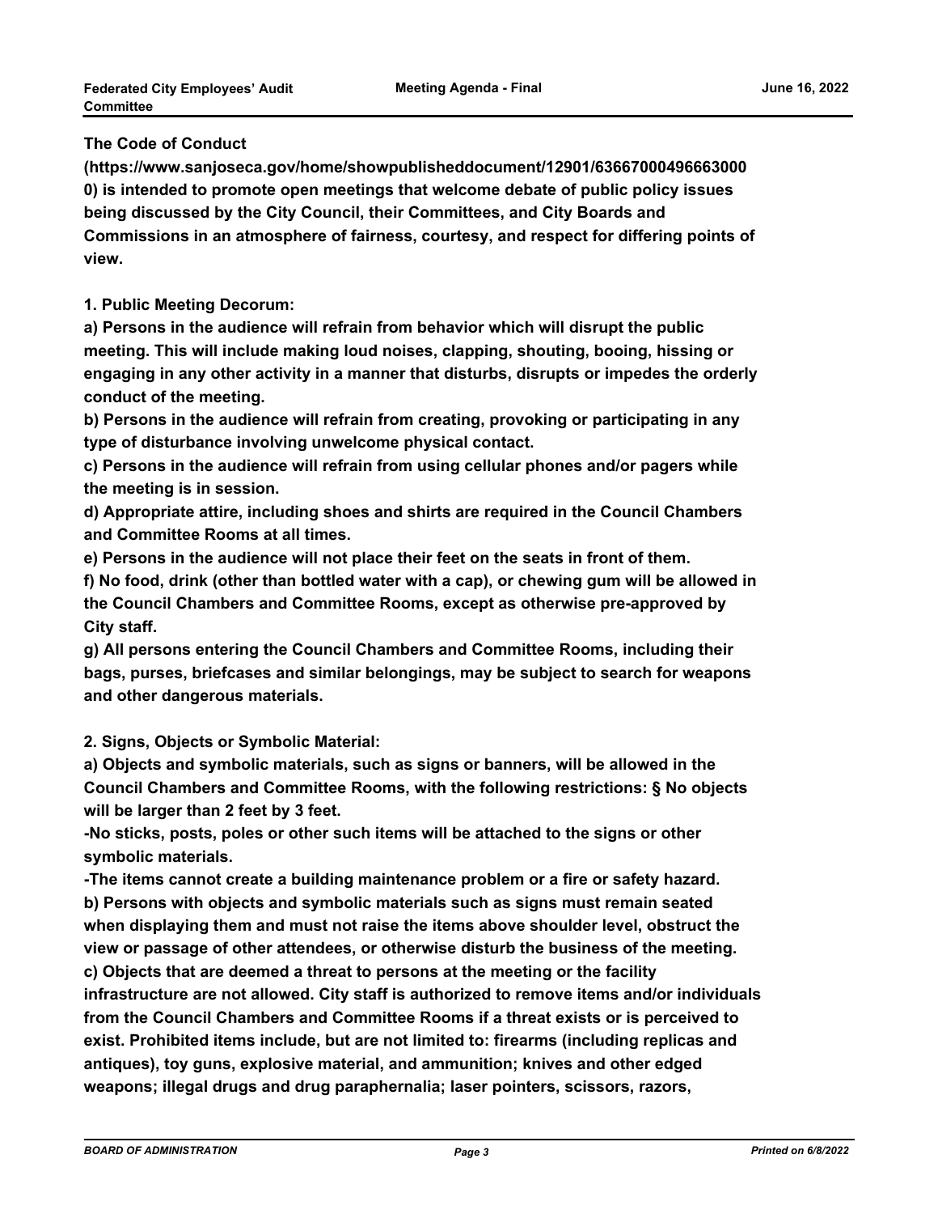**The Code of Conduct (https://www.sanjoseca.gov/home/showpublisheddocument/12901/636670004966630000) is intended to promote open meetings that welcome debate of public policy issues being discussed by the City Council, their Committees, and City Boards and Commissions in an atmosphere of fairness, courtesy, and respect for differing points of view.**

**1. Public Meeting Decorum:**

**a) Persons in the audience will refrain from behavior which will disrupt the public meeting. This will include making loud noises, clapping, shouting, booing, hissing or engaging in any other activity in a manner that disturbs, disrupts or impedes the orderly conduct of the meeting.**

**b) Persons in the audience will refrain from creating, provoking or participating in any type of disturbance involving unwelcome physical contact.**

**c) Persons in the audience will refrain from using cellular phones and/or pagers while the meeting is in session.**

**d) Appropriate attire, including shoes and shirts are required in the Council Chambers and Committee Rooms at all times.**

**e) Persons in the audience will not place their feet on the seats in front of them.**

**f) No food, drink (other than bottled water with a cap), or chewing gum will be allowed in the Council Chambers and Committee Rooms, except as otherwise pre-approved by City staff.**

**g) All persons entering the Council Chambers and Committee Rooms, including their bags, purses, briefcases and similar belongings, may be subject to search for weapons and other dangerous materials.**

**2. Signs, Objects or Symbolic Material:**

**a) Objects and symbolic materials, such as signs or banners, will be allowed in the Council Chambers and Committee Rooms, with the following restrictions: § No objects will be larger than 2 feet by 3 feet.**

**-No sticks, posts, poles or other such items will be attached to the signs or other symbolic materials.**

**-The items cannot create a building maintenance problem or a fire or safety hazard.**

**b) Persons with objects and symbolic materials such as signs must remain seated when displaying them and must not raise the items above shoulder level, obstruct the view or passage of other attendees, or otherwise disturb the business of the meeting.**

**c) Objects that are deemed a threat to persons at the meeting or the facility infrastructure are not allowed. City staff is authorized to remove items and/or individuals from the Council Chambers and Committee Rooms if a threat exists or is perceived to exist. Prohibited items include, but are not limited to: firearms (including replicas and antiques), toy guns, explosive material, and ammunition; knives and other edged weapons; illegal drugs and drug paraphernalia; laser pointers, scissors, razors,**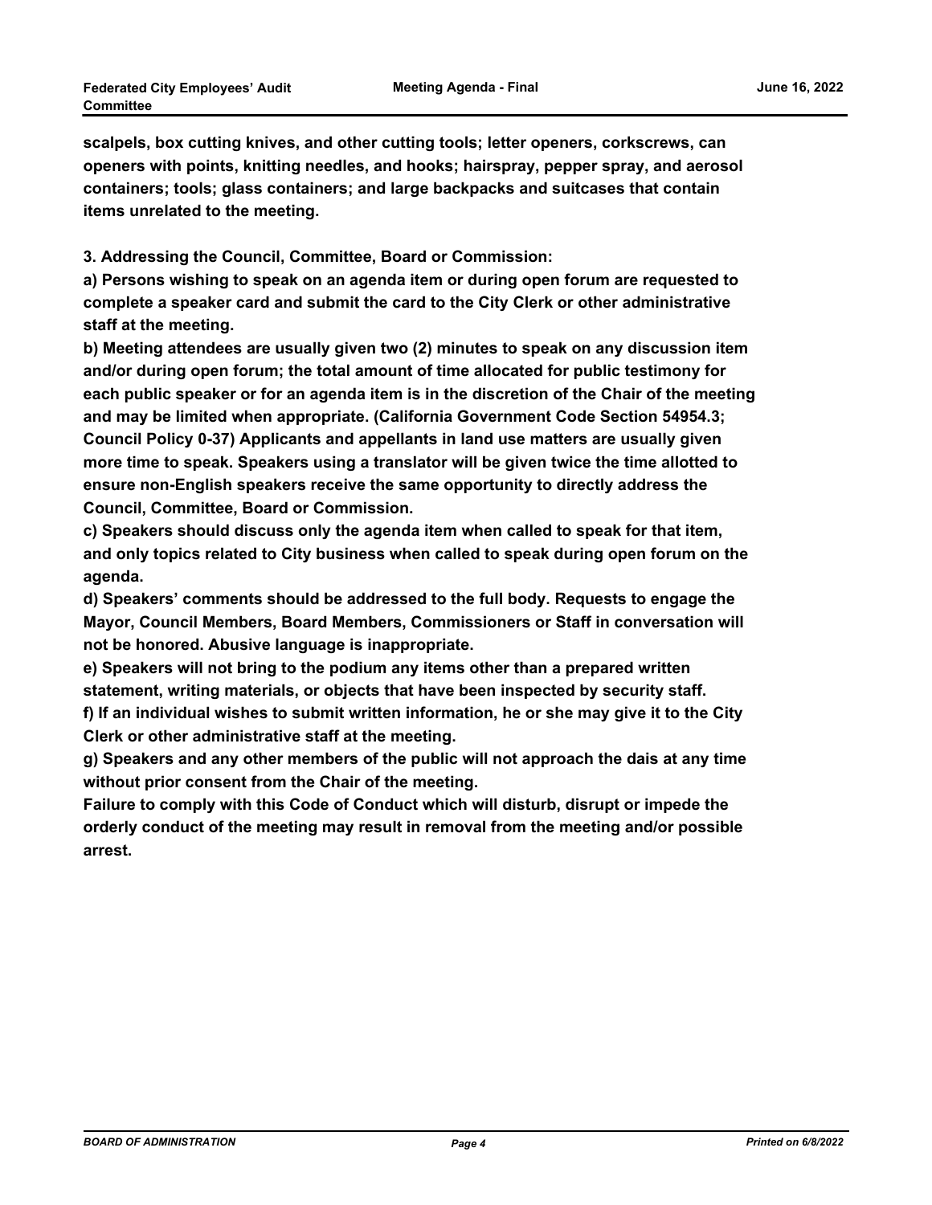**scalpels, box cutting knives, and other cutting tools; letter openers, corkscrews, can openers with points, knitting needles, and hooks; hairspray, pepper spray, and aerosol containers; tools; glass containers; and large backpacks and suitcases that contain items unrelated to the meeting.**

**3. Addressing the Council, Committee, Board or Commission:**

**a) Persons wishing to speak on an agenda item or during open forum are requested to complete a speaker card and submit the card to the City Clerk or other administrative staff at the meeting.**

**b) Meeting attendees are usually given two (2) minutes to speak on any discussion item and/or during open forum; the total amount of time allocated for public testimony for each public speaker or for an agenda item is in the discretion of the Chair of the meeting and may be limited when appropriate. (California Government Code Section 54954.3; Council Policy 0-37) Applicants and appellants in land use matters are usually given more time to speak. Speakers using a translator will be given twice the time allotted to ensure non-English speakers receive the same opportunity to directly address the Council, Committee, Board or Commission.**

**c) Speakers should discuss only the agenda item when called to speak for that item, and only topics related to City business when called to speak during open forum on the agenda.**

**d) Speakers' comments should be addressed to the full body. Requests to engage the Mayor, Council Members, Board Members, Commissioners or Staff in conversation will not be honored. Abusive language is inappropriate.**

**e) Speakers will not bring to the podium any items other than a prepared written statement, writing materials, or objects that have been inspected by security staff.**

**f) If an individual wishes to submit written information, he or she may give it to the City Clerk or other administrative staff at the meeting.**

**g) Speakers and any other members of the public will not approach the dais at any time without prior consent from the Chair of the meeting.**

**Failure to comply with this Code of Conduct which will disturb, disrupt or impede the orderly conduct of the meeting may result in removal from the meeting and/or possible arrest.**